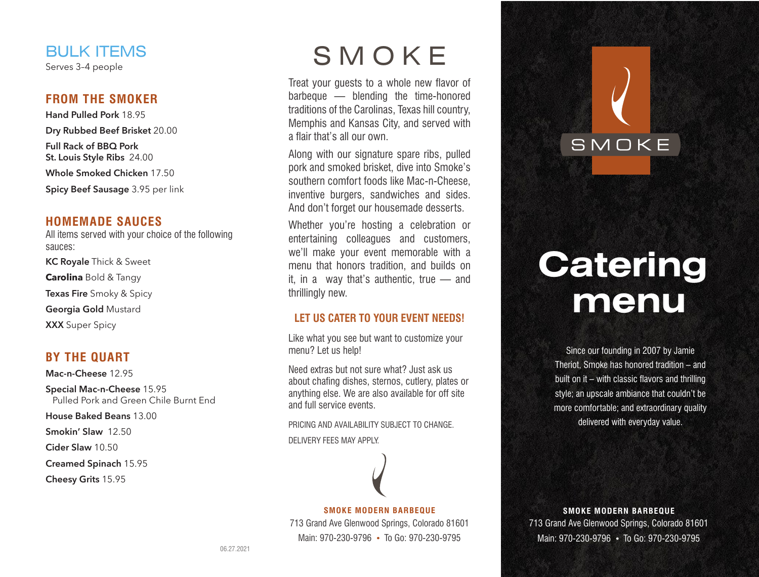# BULK ITEMS

Serves 3–4 people

## FROM THE SMOKER

**Hand Pulled Pork** 18.95

**Dry Rubbed Beef Brisket** 20.00

**Full Rack of BBQ Pork St. Louis Style Ribs** 24.00

**Whole Smoked Chicken** 17.50

**Spicy Beef Sausage** 3.95 per link

## HOMEMADE SAUCES

All items served with your choice of the following sauces:

**KC Royale** Thick & Sweet

**Carolina** Bold & Tangy

**Texas Fire** Smoky & Spicy

**Georgia Gold** Mustard

**XXX** Super Spicy

## BY THE QUART

**Mac-n-Cheese** 12.95

**Special Mac-n-Cheese** 15.95
Pulled Pork and Green Chile Burnt End

**House Baked Beans** 13.00

**Smokin' Slaw** 12.50

**Cider Slaw** 10.50

**Creamed Spinach** 15.95

**Cheesy Grits** 15.95

06.27.2021

# SMOKE

Treat your guests to a whole new flavor of barbeque — blending the time-honored traditions of the Carolinas, Texas hill country, Memphis and Kansas City, and served with a flair that's all our own.

Along with our signature spare ribs, pulled pork and smoked brisket, dive into Smoke's southern comfort foods like Mac-n-Cheese, inventive burgers, sandwiches and sides. And don't forget our housemade desserts.

Whether you're hosting a celebration or entertaining colleagues and customers, we'll make your event memorable with a menu that honors tradition, and builds on it, in a way that's authentic, true — and thrillingly new.

## LET US CATER TO YOUR EVENT NEEDS!

Like what you see but want to customize your menu? Let us help!

Need extras but not sure what? Just ask us about chafing dishes, sternos, cutlery, plates or anything else. We are also available for off site and full service events.

PRICING AND AVAILABILITY SUBJECT TO CHANGE.

DELIVERY FEES MAY APPLY.

**SMOKE MODERN BARBEQUE**
713 Grand Ave Glenwood Springs, Colorado 81601
Main: 970-230-9796 • To Go: 970-230-9795

SMOKE

# Catering menu

Since our founding in 2007 by Jamie Theriot, Smoke has honored tradition – and built on it – with classic flavors and thrilling style; an upscale ambiance that couldn't be more comfortable; and extraordinary quality delivered with everyday value.

**SMOKE MODERN BARBEQUE**
713 Grand Ave Glenwood Springs, Colorado 81601
Main: 970-230-9796 • To Go: 970-230-9795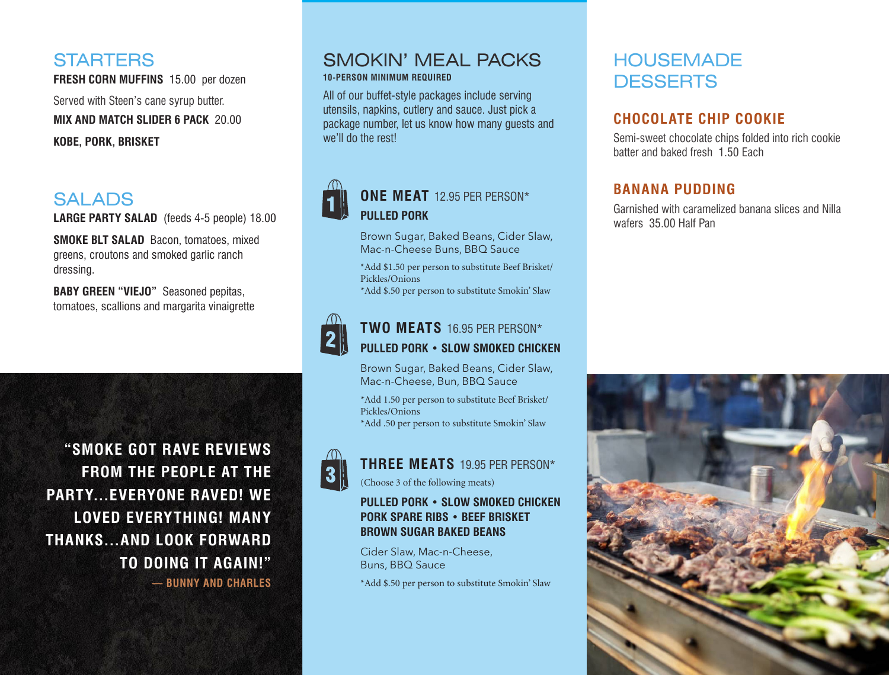## STARTERS

**FRESH CORN MUFFINS** 15.00 per dozen

Served with Steen's cane syrup butter.

**MIX AND MATCH SLIDER 6 PACK** 20.00

**KOBE, PORK, BRISKET**

## SALADS

**LARGE PARTY SALAD** (feeds 4-5 people) 18.00

**SMOKE BLT SALAD** Bacon, tomatoes, mixed greens, croutons and smoked garlic ranch dressing.

**BABY GREEN "VIEJO"** Seasoned pepitas, tomatoes, scallions and margarita vinaigrette

**"SMOKE GOT RAVE REVIEWS FROM THE PEOPLE AT THE PARTY...EVERYONE RAVED! WE LOVED EVERYTHING! MANY THANKS...AND LOOK FORWARD TO DOING IT AGAIN!"**
— **BUNNY AND CHARLES**

## SMOKIN' MEAL PACKS

**10-PERSON MINIMUM REQUIRED**

All of our buffet-style packages include serving utensils, napkins, cutlery and sauce. Just pick a package number, let us know how many guests and we'll do the rest!

### 1 ONE MEAT 12.95 PER PERSON*

**PULLED PORK**

Brown Sugar, Baked Beans, Cider Slaw, Mac-n-Cheese Buns, BBQ Sauce

*Add $1.50 per person to substitute Beef Brisket/ Pickles/Onions
*Add $.50 per person to substitute Smokin' Slaw

### 2 TWO MEATS 16.95 PER PERSON*

**PULLED PORK • SLOW SMOKED CHICKEN**

Brown Sugar, Baked Beans, Cider Slaw, Mac-n-Cheese, Bun, BBQ Sauce

*Add 1.50 per person to substitute Beef Brisket/ Pickles/Onions
*Add .50 per person to substitute Smokin' Slaw

### 3 THREE MEATS 19.95 PER PERSON*

(Choose 3 of the following meats)

**PULLED PORK • SLOW SMOKED CHICKEN**
**PORK SPARE RIBS • BEEF BRISKET**
**BROWN SUGAR BAKED BEANS**

Cider Slaw, Mac-n-Cheese, Buns, BBQ Sauce

*Add $.50 per person to substitute Smokin' Slaw

## HOUSEMADE DESSERTS

### CHOCOLATE CHIP COOKIE

Semi-sweet chocolate chips folded into rich cookie batter and baked fresh 1.50 Each

### BANANA PUDDING

Garnished with caramelized banana slices and Nilla wafers 35.00 Half Pan